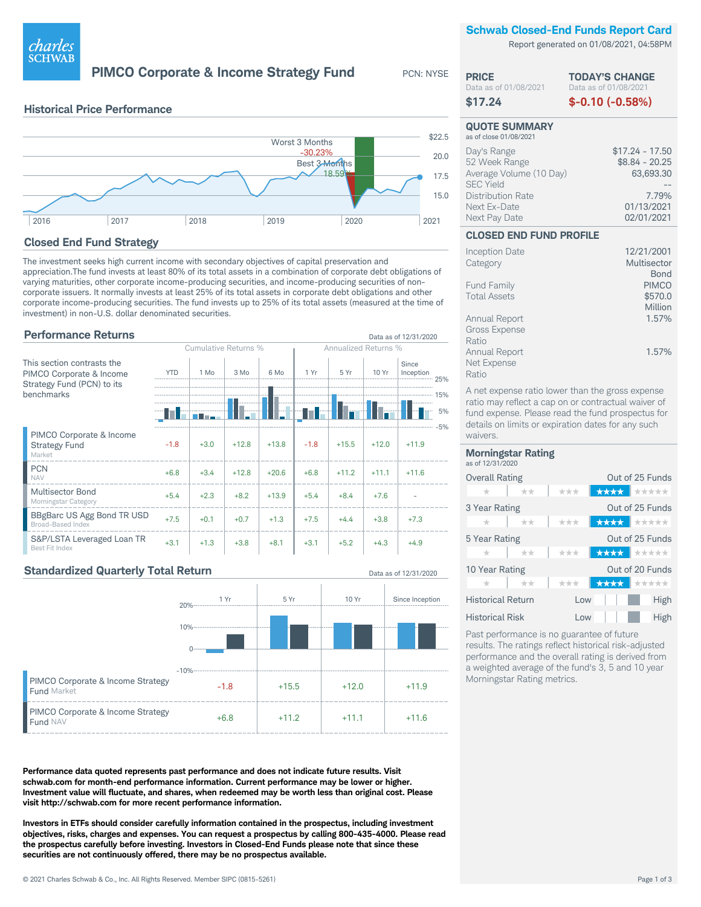# PIMCO Corporate & Income Strategy Fund

PCN: NYSE

## Historical Price Performance

Worst 3 Months -30.23%

Best 3 Months 18.59%

## Closed End Fund Strategy

The investment seeks high current income with secondary objectives of capital preservation and appreciation.The fund invests at least 80% of its total assets in a combination of corporate debt obligations of varying maturities, other corporate income-producing securities, and income-producing securities of non-corporate issuers. It normally invests at least 25% of its total assets in corporate debt obligations and other corporate income-producing securities. The fund invests up to 25% of its total assets (measured at the time of investment) in non-U.S. dollar denominated securities.

## Performance Returns

Data as of 12/31/2020

This section contrasts the PIMCO Corporate & Income Strategy Fund (PCN) to its benchmarks

| | Cumulative Returns % | | | | Annualized Returns % | | | |
|---|---|---|---|---|---|---|---|---|
| | YTD | 1 Mo | 3 Mo | 6 Mo | 1 Yr | 5 Yr | 10 Yr | Since Inception |
| PIMCO Corporate & Income Strategy Fund Market | -1.8 | +3.0 | +12.8 | +13.8 | -1.8 | +15.5 | +12.0 | +11.9 |
| PCN NAV | +6.8 | +3.4 | +12.8 | +20.6 | +6.8 | +11.2 | +11.1 | +11.6 |
| Multisector Bond Morningstar Category | +5.4 | +2.3 | +8.2 | +13.9 | +5.4 | +8.4 | +7.6 | - |
| BBgBarc US Agg Bond TR USD Broad-Based Index | +7.5 | +0.1 | +0.7 | +1.3 | +7.5 | +4.4 | +3.8 | +7.3 |
| S&P/LSTA Leveraged Loan TR Best Fit Index | +3.1 | +1.3 | +3.8 | +8.1 | +3.1 | +5.2 | +4.3 | +4.9 |

## Standardized Quarterly Total Return

Data as of 12/31/2020

| | 1 Yr | 5 Yr | 10 Yr | Since Inception |
|---|---|---|---|---|
| PIMCO Corporate & Income Strategy Fund Market | -1.8 | +15.5 | +12.0 | +11.9 |
| PIMCO Corporate & Income Strategy Fund NAV | +6.8 | +11.2 | +11.1 | +11.6 |

**Performance data quoted represents past performance and does not indicate future results. Visit schwab.com for month-end performance information. Current performance may be lower or higher. Investment value will fluctuate, and shares, when redeemed may be worth less than original cost. Please visit http://schwab.com for more recent performance information.**

**Investors in ETFs should consider carefully information contained in the prospectus, including investment objectives, risks, charges and expenses. You can request a prospectus by calling 800-435-4000. Please read the prospectus carefully before investing. Investors in Closed-End Funds please note that since these securities are not continuously offered, there may be no prospectus available.**

© 2021 Charles Schwab & Co., Inc. All Rights Reserved. Member SIPC (0815-5261)

## Schwab Closed-End Funds Report Card

Report generated on 01/08/2021, 04:58PM

| PRICE (Data as of 01/08/2021) | TODAY'S CHANGE (Data as of 01/08/2021) |
|---|---|
| $17.24 | $-0.10 (-0.58%) |

### QUOTE SUMMARY

as of close 01/08/2021

| | |
|---|---|
| Day's Range | $17.24 - 17.50 |
| 52 Week Range | $8.84 - 20.25 |
| Average Volume (10 Day) | 63,693.30 |
| SEC Yield | -- |
| Distribution Rate | 7.79% |
| Next Ex-Date | 01/13/2021 |
| Next Pay Date | 02/01/2021 |

### CLOSED END FUND PROFILE

| | |
|---|---|
| Inception Date | 12/21/2001 |
| Category | Multisector Bond |
| Fund Family | PIMCO |
| Total Assets | $570.0 Million |
| Annual Report Gross Expense Ratio | 1.57% |
| Annual Report Net Expense Ratio | 1.57% |

A net expense ratio lower than the gross expense ratio may reflect a cap on or contractual waiver of fund expense. Please read the fund prospectus for details on limits or expiration dates for any such waivers.

### Morningstar Rating

as of 12/31/2020

| | Rating | |
|---|---|---|
| Overall Rating | ★★★★ | Out of 25 Funds |
| 3 Year Rating | ★★★★ | Out of 25 Funds |
| 5 Year Rating | ★★★★ | Out of 25 Funds |
| 10 Year Rating | ★★★★ | Out of 20 Funds |

Historical Return: Low – High

Historical Risk: Low – High

Past performance is no guarantee of future results. The ratings reflect historical risk-adjusted performance and the overall rating is derived from a weighted average of the fund's 3, 5 and 10 year Morningstar Rating metrics.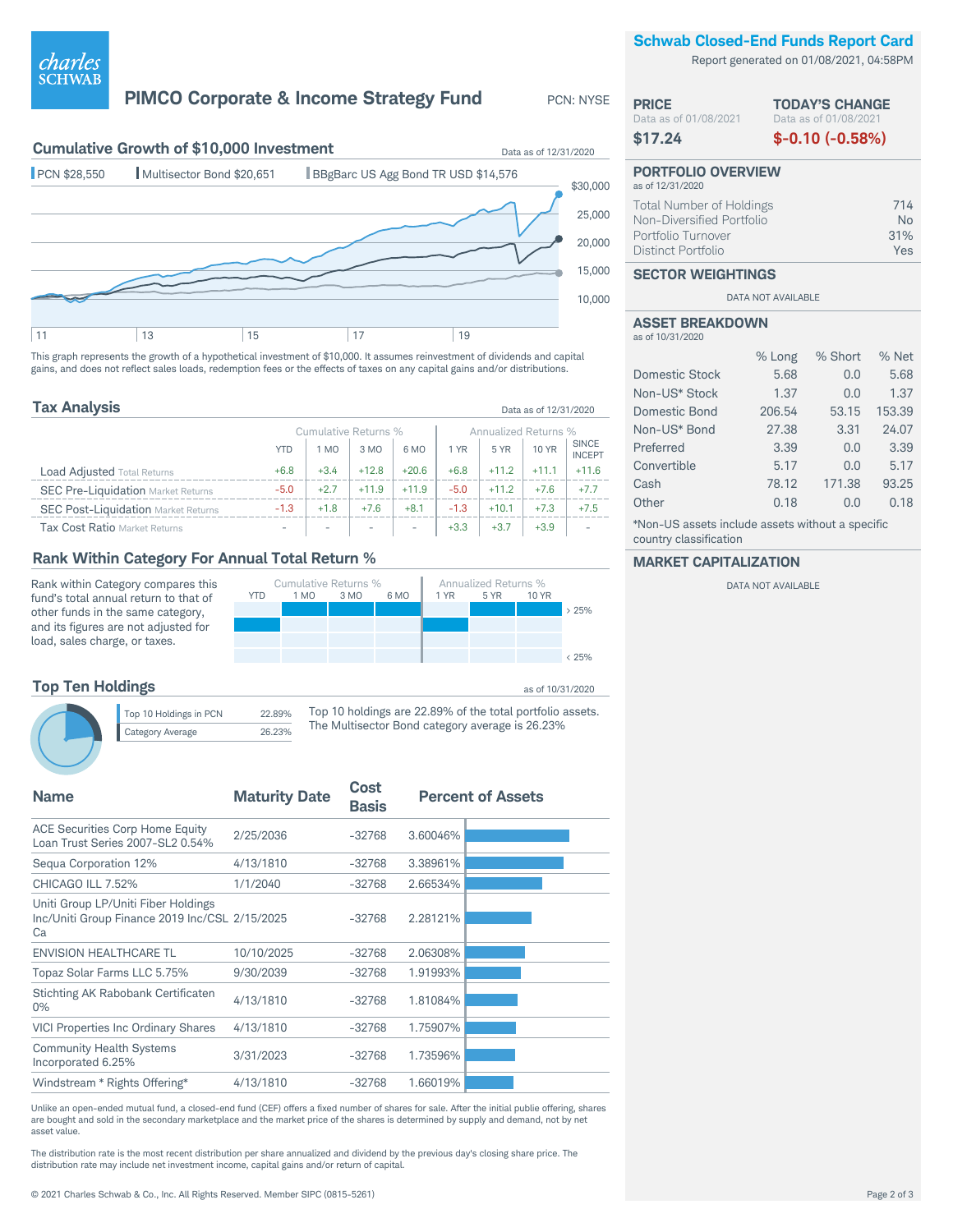# PIMCO Corporate & Income Strategy Fund

PCN: NYSE

## Cumulative Growth of $10,000 Investment

Data as of 12/31/2020

PCN $28,550 | Multisector Bond $20,651 | BBgBarc US Agg Bond TR USD $14,576

This graph represents the growth of a hypothetical investment of $10,000. It assumes reinvestment of dividends and capital gains, and does not reflect sales loads, redemption fees or the effects of taxes on any capital gains and/or distributions.

## Tax Analysis

Data as of 12/31/2020

| | Cumulative Returns % | | | | Annualized Returns % | | | |
|---|---|---|---|---|---|---|---|---|
| | YTD | 1 MO | 3 MO | 6 MO | 1 YR | 5 YR | 10 YR | SINCE INCEPT |
| Load Adjusted Total Returns | +6.8 | +3.4 | +12.8 | +20.6 | +6.8 | +11.2 | +11.1 | +11.6 |
| SEC Pre-Liquidation Market Returns | -5.0 | +2.7 | +11.9 | +11.9 | -5.0 | +11.2 | +7.6 | +7.7 |
| SEC Post-Liquidation Market Returns | -1.3 | +1.8 | +7.6 | +8.1 | -1.3 | +10.1 | +7.3 | +7.5 |
| Tax Cost Ratio Market Returns | - | - | - | - | +3.3 | +3.7 | +3.9 | - |

## Rank Within Category For Annual Total Return %

Rank within Category compares this fund's total annual return to that of other funds in the same category, and its figures are not adjusted for load, sales charge, or taxes.

## Top Ten Holdings

as of 10/31/2020

| | |
|---|---|
| Top 10 Holdings in PCN | 22.89% |
| Category Average | 26.23% |

Top 10 holdings are 22.89% of the total portfolio assets. The Multisector Bond category average is 26.23%

| Name | Maturity Date | Cost Basis | Percent of Assets |
|---|---|---|---|
| ACE Securities Corp Home Equity Loan Trust Series 2007-SL2 0.54% | 2/25/2036 | -32768 | 3.60046% |
| Sequa Corporation 12% | 4/13/1810 | -32768 | 3.38961% |
| CHICAGO ILL 7.52% | 1/1/2040 | -32768 | 2.66534% |
| Uniti Group LP/Uniti Fiber Holdings Inc/Uniti Group Finance 2019 Inc/CSL Ca | 2/15/2025 | -32768 | 2.28121% |
| ENVISION HEALTHCARE TL | 10/10/2025 | -32768 | 2.06308% |
| Topaz Solar Farms LLC 5.75% | 9/30/2039 | -32768 | 1.91993% |
| Stichting AK Rabobank Certificaten 0% | 4/13/1810 | -32768 | 1.81084% |
| VICI Properties Inc Ordinary Shares | 4/13/1810 | -32768 | 1.75907% |
| Community Health Systems Incorporated 6.25% | 3/31/2023 | -32768 | 1.73596% |
| Windstream * Rights Offering* | 4/13/1810 | -32768 | 1.66019% |

Unlike an open-ended mutual fund, a closed-end fund (CEF) offers a fixed number of shares for sale. After the initial public offering, shares are bought and sold in the secondary marketplace and the market price of the shares is determined by supply and demand, not by net asset value.

The distribution rate is the most recent distribution per share annualized and dividend by the previous day's closing share price. The distribution rate may include net investment income, capital gains and/or return of capital.

## Schwab Closed-End Funds Report Card

Report generated on 01/08/2021, 04:58PM

**PRICE** Data as of 01/08/2021: **$17.24**

**TODAY'S CHANGE** Data as of 01/08/2021: **$-0.10 (-0.58%)**

### PORTFOLIO OVERVIEW

as of 12/31/2020

| | |
|---|---|
| Total Number of Holdings | 714 |
| Non-Diversified Portfolio | No |
| Portfolio Turnover | 31% |
| Distinct Portfolio | Yes |

### SECTOR WEIGHTINGS

DATA NOT AVAILABLE

### ASSET BREAKDOWN

as of 10/31/2020

| | % Long | % Short | % Net |
|---|---|---|---|
| Domestic Stock | 5.68 | 0.0 | 5.68 |
| Non-US* Stock | 1.37 | 0.0 | 1.37 |
| Domestic Bond | 206.54 | 53.15 | 153.39 |
| Non-US* Bond | 27.38 | 3.31 | 24.07 |
| Preferred | 3.39 | 0.0 | 3.39 |
| Convertible | 5.17 | 0.0 | 5.17 |
| Cash | 78.12 | 171.38 | 93.25 |
| Other | 0.18 | 0.0 | 0.18 |

*Non-US assets include assets without a specific country classification

### MARKET CAPITALIZATION

DATA NOT AVAILABLE

© 2021 Charles Schwab & Co., Inc. All Rights Reserved. Member SIPC (0815-5261)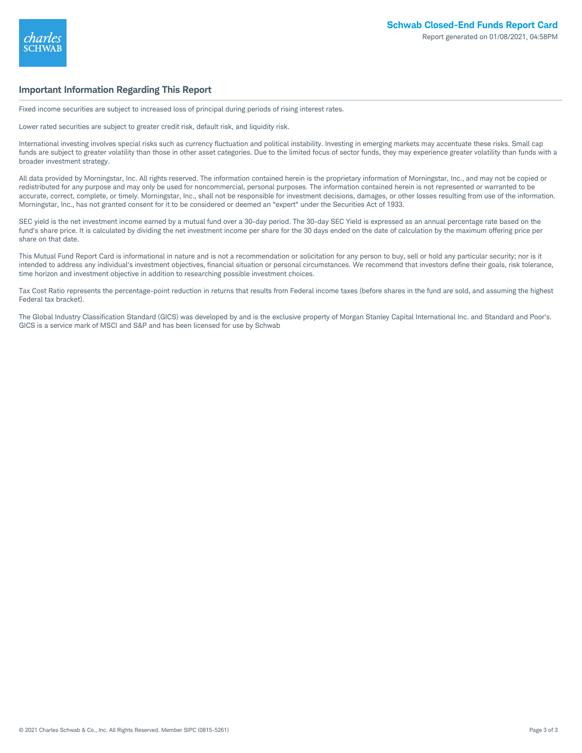## Important Information Regarding This Report

Fixed income securities are subject to increased loss of principal during periods of rising interest rates.

Lower rated securities are subject to greater credit risk, default risk, and liquidity risk.

International investing involves special risks such as currency fluctuation and political instability. Investing in emerging markets may accentuate these risks. Small cap funds are subject to greater volatility than those in other asset categories. Due to the limited focus of sector funds, they may experience greater volatility than funds with a broader investment strategy.

All data provided by Morningstar, Inc. All rights reserved. The information contained herein is the proprietary information of Morningstar, Inc., and may not be copied or redistributed for any purpose and may only be used for noncommercial, personal purposes. The information contained herein is not represented or warranted to be accurate, correct, complete, or timely. Morningstar, Inc., shall not be responsible for investment decisions, damages, or other losses resulting from use of the information. Morningstar, Inc., has not granted consent for it to be considered or deemed an "expert" under the Securities Act of 1933.

SEC yield is the net investment income earned by a mutual fund over a 30-day period. The 30-day SEC Yield is expressed as an annual percentage rate based on the fund's share price. It is calculated by dividing the net investment income per share for the 30 days ended on the date of calculation by the maximum offering price per share on that date.

This Mutual Fund Report Card is informational in nature and is not a recommendation or solicitation for any person to buy, sell or hold any particular security; nor is it intended to address any individual's investment objectives, financial situation or personal circumstances. We recommend that investors define their goals, risk tolerance, time horizon and investment objective in addition to researching possible investment choices.

Tax Cost Ratio represents the percentage-point reduction in returns that results from Federal income taxes (before shares in the fund are sold, and assuming the highest Federal tax bracket).

The Global Industry Classification Standard (GICS) was developed by and is the exclusive property of Morgan Stanley Capital International Inc. and Standard and Poor's. GICS is a service mark of MSCI and S&P and has been licensed for use by Schwab

© 2021 Charles Schwab & Co., Inc. All Rights Reserved. Member SIPC (0815-5261)